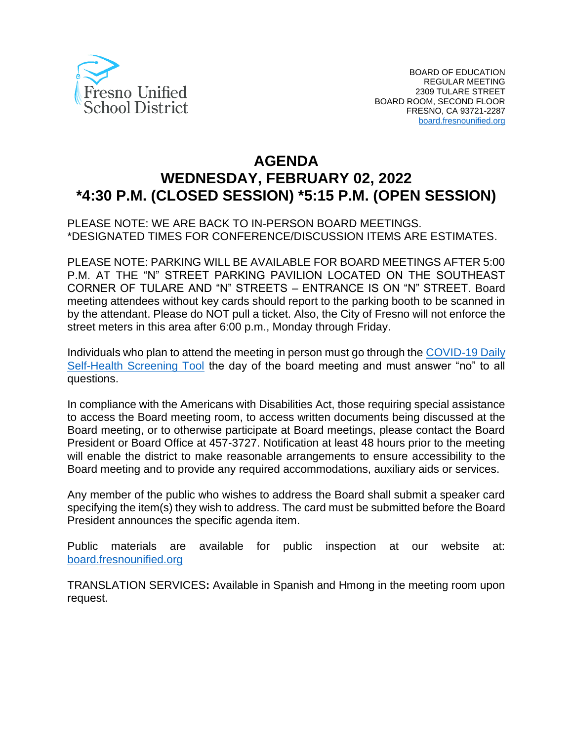Fresno Unified School District

BOARD OF EDUCATION
REGULAR MEETING
2309 TULARE STREET
BOARD ROOM, SECOND FLOOR
FRESNO, CA 93721-2287
[board.fresnounified.org](board.fresnounified.org)

# AGENDA
# WEDNESDAY, FEBRUARY 02, 2022
# *4:30 P.M. (CLOSED SESSION) *5:15 P.M. (OPEN SESSION)

PLEASE NOTE: WE ARE BACK TO IN-PERSON BOARD MEETINGS.
*DESIGNATED TIMES FOR CONFERENCE/DISCUSSION ITEMS ARE ESTIMATES.

PLEASE NOTE: PARKING WILL BE AVAILABLE FOR BOARD MEETINGS AFTER 5:00 P.M. AT THE "N" STREET PARKING PAVILION LOCATED ON THE SOUTHEAST CORNER OF TULARE AND "N" STREETS – ENTRANCE IS ON "N" STREET. Board meeting attendees without key cards should report to the parking booth to be scanned in by the attendant. Please do NOT pull a ticket. Also, the City of Fresno will not enforce the street meters in this area after 6:00 p.m., Monday through Friday.

Individuals who plan to attend the meeting in person must go through the COVID-19 Daily Self-Health Screening Tool the day of the board meeting and must answer "no" to all questions.

In compliance with the Americans with Disabilities Act, those requiring special assistance to access the Board meeting room, to access written documents being discussed at the Board meeting, or to otherwise participate at Board meetings, please contact the Board President or Board Office at 457-3727. Notification at least 48 hours prior to the meeting will enable the district to make reasonable arrangements to ensure accessibility to the Board meeting and to provide any required accommodations, auxiliary aids or services.

Any member of the public who wishes to address the Board shall submit a speaker card specifying the item(s) they wish to address. The card must be submitted before the Board President announces the specific agenda item.

Public materials are available for public inspection at our website at: board.fresnounified.org

TRANSLATION SERVICES**:** Available in Spanish and Hmong in the meeting room upon request.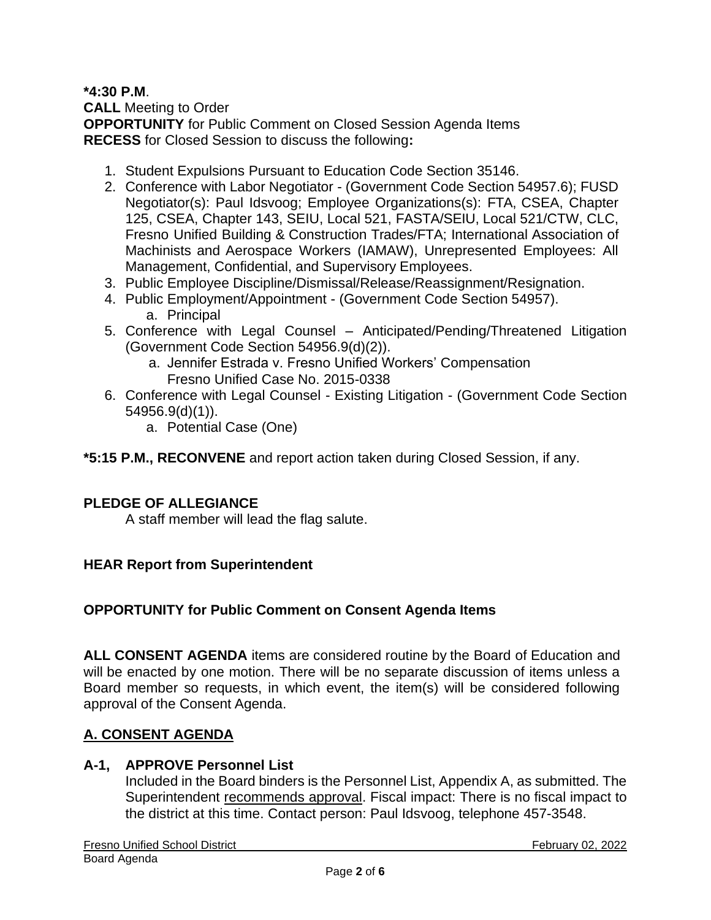**\*4:30 P.M**.
**CALL** Meeting to Order
**OPPORTUNITY** for Public Comment on Closed Session Agenda Items
**RECESS** for Closed Session to discuss the following**:**

1. Student Expulsions Pursuant to Education Code Section 35146.
2. Conference with Labor Negotiator - (Government Code Section 54957.6); FUSD Negotiator(s): Paul Idsvoog; Employee Organizations(s): FTA, CSEA, Chapter 125, CSEA, Chapter 143, SEIU, Local 521, FASTA/SEIU, Local 521/CTW, CLC, Fresno Unified Building & Construction Trades/FTA; International Association of Machinists and Aerospace Workers (IAMAW), Unrepresented Employees: All Management, Confidential, and Supervisory Employees.
3. Public Employee Discipline/Dismissal/Release/Reassignment/Resignation.
4. Public Employment/Appointment - (Government Code Section 54957).
   a. Principal
5. Conference with Legal Counsel – Anticipated/Pending/Threatened Litigation (Government Code Section 54956.9(d)(2)).
   a. Jennifer Estrada v. Fresno Unified Workers' Compensation
      Fresno Unified Case No. 2015-0338
6. Conference with Legal Counsel - Existing Litigation - (Government Code Section 54956.9(d)(1)).
   a. Potential Case (One)

**\*5:15 P.M., RECONVENE** and report action taken during Closed Session, if any.

**PLEDGE OF ALLEGIANCE**
A staff member will lead the flag salute.

**HEAR Report from Superintendent**

**OPPORTUNITY for Public Comment on Consent Agenda Items**

**ALL CONSENT AGENDA** items are considered routine by the Board of Education and will be enacted by one motion. There will be no separate discussion of items unless a Board member so requests, in which event, the item(s) will be considered following approval of the Consent Agenda.

## A. CONSENT AGENDA

**A-1, APPROVE Personnel List**
Included in the Board binders is the Personnel List, Appendix A, as submitted. The Superintendent recommends approval. Fiscal impact: There is no fiscal impact to the district at this time. Contact person: Paul Idsvoog, telephone 457-3548.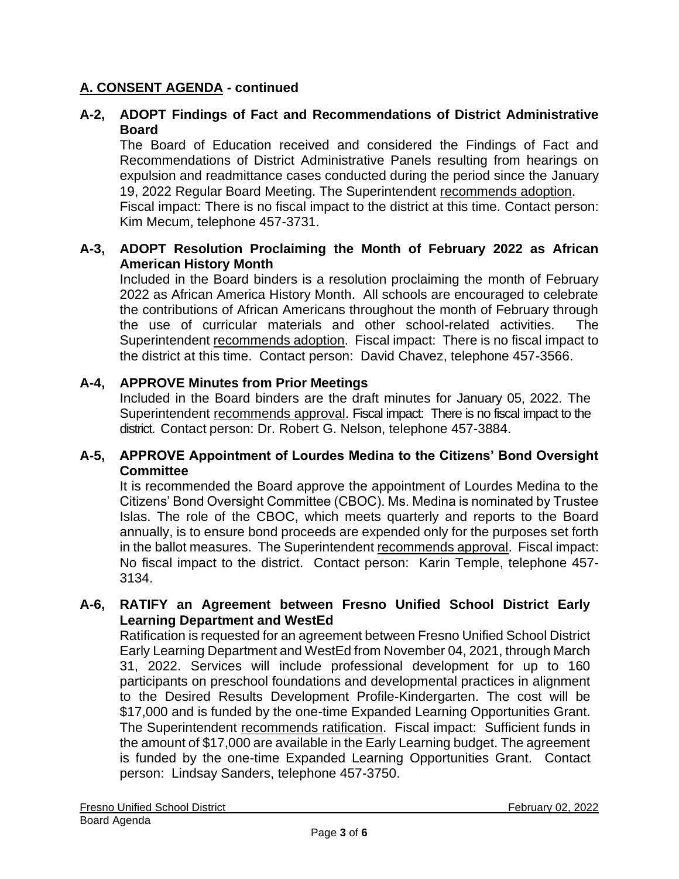## A. CONSENT AGENDA - continued

### A-2, ADOPT Findings of Fact and Recommendations of District Administrative Board

The Board of Education received and considered the Findings of Fact and Recommendations of District Administrative Panels resulting from hearings on expulsion and readmittance cases conducted during the period since the January 19, 2022 Regular Board Meeting. The Superintendent recommends adoption. Fiscal impact: There is no fiscal impact to the district at this time. Contact person: Kim Mecum, telephone 457-3731.

### A-3, ADOPT Resolution Proclaiming the Month of February 2022 as African American History Month

Included in the Board binders is a resolution proclaiming the month of February 2022 as African America History Month. All schools are encouraged to celebrate the contributions of African Americans throughout the month of February through the use of curricular materials and other school-related activities. The Superintendent recommends adoption. Fiscal impact: There is no fiscal impact to the district at this time. Contact person: David Chavez, telephone 457-3566.

### A-4, APPROVE Minutes from Prior Meetings

Included in the Board binders are the draft minutes for January 05, 2022. The Superintendent recommends approval. Fiscal impact: There is no fiscal impact to the district. Contact person: Dr. Robert G. Nelson, telephone 457-3884.

### A-5, APPROVE Appointment of Lourdes Medina to the Citizens' Bond Oversight Committee

It is recommended the Board approve the appointment of Lourdes Medina to the Citizens' Bond Oversight Committee (CBOC). Ms. Medina is nominated by Trustee Islas. The role of the CBOC, which meets quarterly and reports to the Board annually, is to ensure bond proceeds are expended only for the purposes set forth in the ballot measures. The Superintendent recommends approval. Fiscal impact: No fiscal impact to the district. Contact person: Karin Temple, telephone 457-3134.

### A-6, RATIFY an Agreement between Fresno Unified School District Early Learning Department and WestEd

Ratification is requested for an agreement between Fresno Unified School District Early Learning Department and WestEd from November 04, 2021, through March 31, 2022. Services will include professional development for up to 160 participants on preschool foundations and developmental practices in alignment to the Desired Results Development Profile-Kindergarten. The cost will be $17,000 and is funded by the one-time Expanded Learning Opportunities Grant. The Superintendent recommends ratification. Fiscal impact: Sufficient funds in the amount of $17,000 are available in the Early Learning budget. The agreement is funded by the one-time Expanded Learning Opportunities Grant. Contact person: Lindsay Sanders, telephone 457-3750.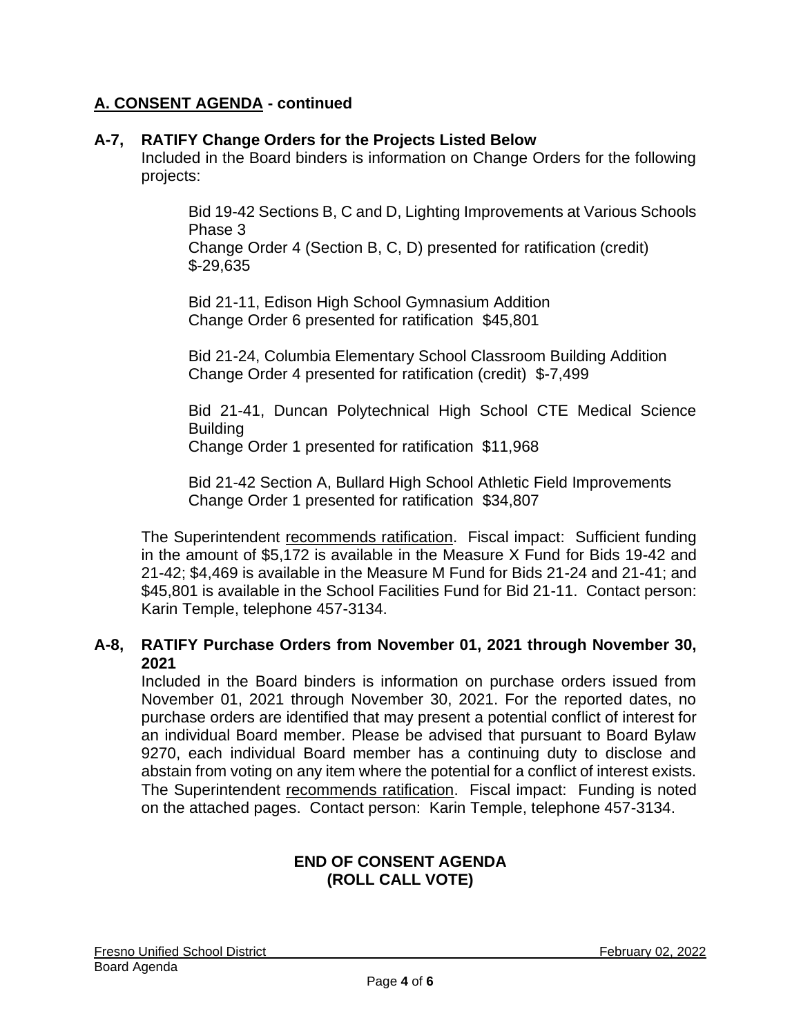## A. CONSENT AGENDA - continued

### A-7, RATIFY Change Orders for the Projects Listed Below

Included in the Board binders is information on Change Orders for the following projects:

Bid 19-42 Sections B, C and D, Lighting Improvements at Various Schools Phase 3
Change Order 4 (Section B, C, D) presented for ratification (credit) $-29,635

Bid 21-11, Edison High School Gymnasium Addition
Change Order 6 presented for ratification $45,801

Bid 21-24, Columbia Elementary School Classroom Building Addition
Change Order 4 presented for ratification (credit) $-7,499

Bid 21-41, Duncan Polytechnical High School CTE Medical Science Building
Change Order 1 presented for ratification $11,968

Bid 21-42 Section A, Bullard High School Athletic Field Improvements
Change Order 1 presented for ratification $34,807

The Superintendent recommends ratification. Fiscal impact: Sufficient funding in the amount of $5,172 is available in the Measure X Fund for Bids 19-42 and 21-42; $4,469 is available in the Measure M Fund for Bids 21-24 and 21-41; and $45,801 is available in the School Facilities Fund for Bid 21-11. Contact person: Karin Temple, telephone 457-3134.

### A-8, RATIFY Purchase Orders from November 01, 2021 through November 30, 2021

Included in the Board binders is information on purchase orders issued from November 01, 2021 through November 30, 2021. For the reported dates, no purchase orders are identified that may present a potential conflict of interest for an individual Board member. Please be advised that pursuant to Board Bylaw 9270, each individual Board member has a continuing duty to disclose and abstain from voting on any item where the potential for a conflict of interest exists. The Superintendent recommends ratification. Fiscal impact: Funding is noted on the attached pages. Contact person: Karin Temple, telephone 457-3134.

**END OF CONSENT AGENDA**
**(ROLL CALL VOTE)**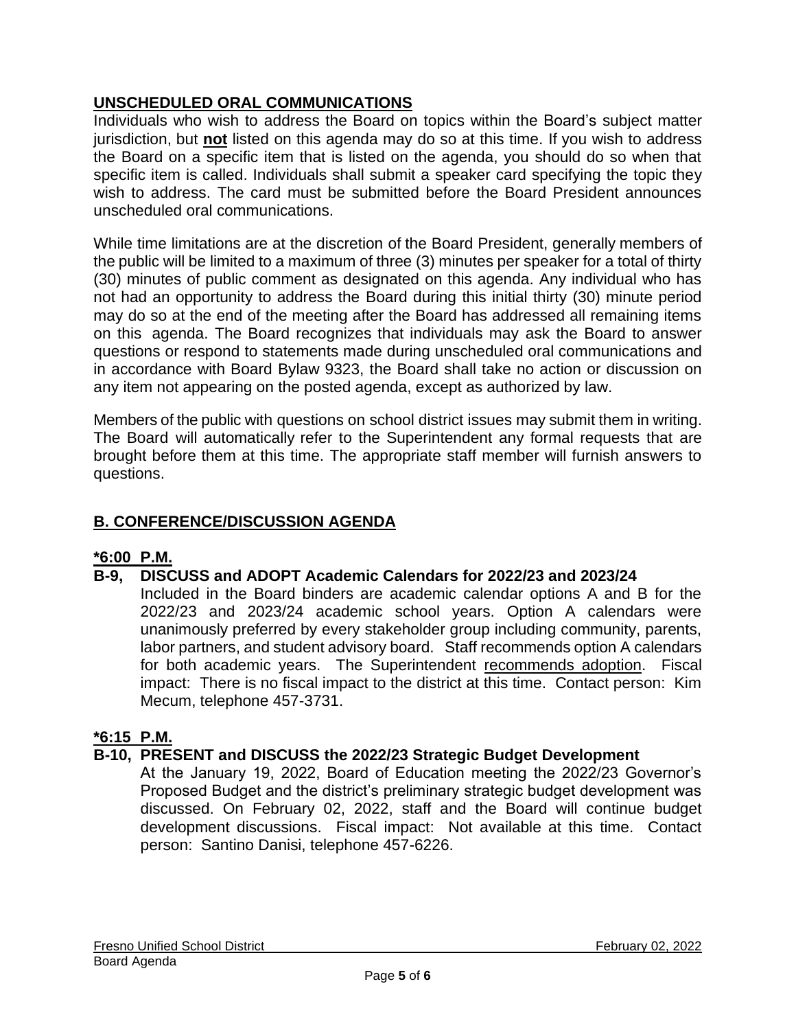## UNSCHEDULED ORAL COMMUNICATIONS

Individuals who wish to address the Board on topics within the Board's subject matter jurisdiction, but **not** listed on this agenda may do so at this time. If you wish to address the Board on a specific item that is listed on the agenda, you should do so when that specific item is called. Individuals shall submit a speaker card specifying the topic they wish to address. The card must be submitted before the Board President announces unscheduled oral communications.

While time limitations are at the discretion of the Board President, generally members of the public will be limited to a maximum of three (3) minutes per speaker for a total of thirty (30) minutes of public comment as designated on this agenda. Any individual who has not had an opportunity to address the Board during this initial thirty (30) minute period may do so at the end of the meeting after the Board has addressed all remaining items on this agenda. The Board recognizes that individuals may ask the Board to answer questions or respond to statements made during unscheduled oral communications and in accordance with Board Bylaw 9323, the Board shall take no action or discussion on any item not appearing on the posted agenda, except as authorized by law.

Members of the public with questions on school district issues may submit them in writing. The Board will automatically refer to the Superintendent any formal requests that are brought before them at this time. The appropriate staff member will furnish answers to questions.

## B. CONFERENCE/DISCUSSION AGENDA

**\*6:00 P.M.**

**B-9, DISCUSS and ADOPT Academic Calendars for 2022/23 and 2023/24**

Included in the Board binders are academic calendar options A and B for the 2022/23 and 2023/24 academic school years. Option A calendars were unanimously preferred by every stakeholder group including community, parents, labor partners, and student advisory board. Staff recommends option A calendars for both academic years. The Superintendent recommends adoption. Fiscal impact: There is no fiscal impact to the district at this time. Contact person: Kim Mecum, telephone 457-3731.

**\*6:15 P.M.**

**B-10, PRESENT and DISCUSS the 2022/23 Strategic Budget Development**

At the January 19, 2022, Board of Education meeting the 2022/23 Governor's Proposed Budget and the district's preliminary strategic budget development was discussed. On February 02, 2022, staff and the Board will continue budget development discussions. Fiscal impact: Not available at this time. Contact person: Santino Danisi, telephone 457-6226.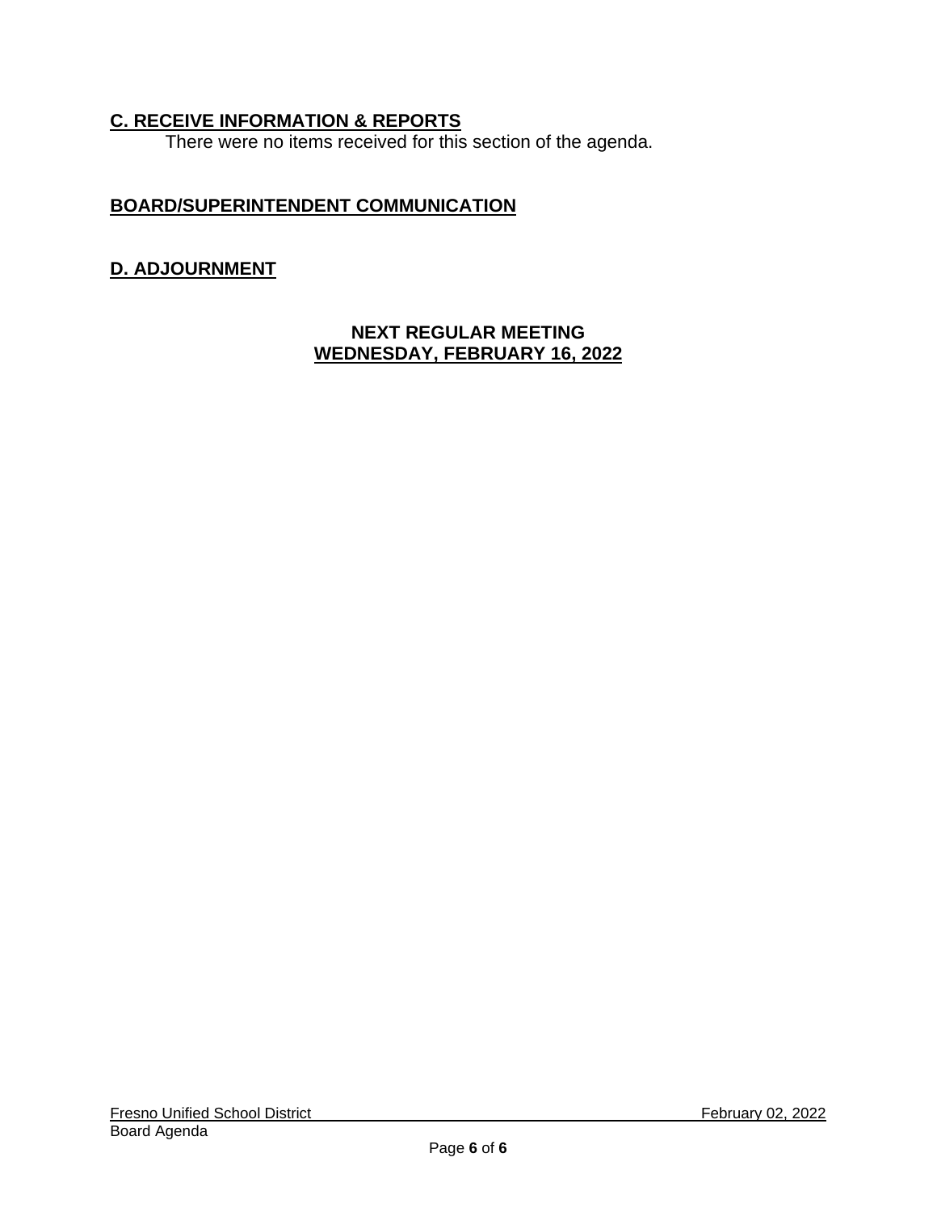## C. RECEIVE INFORMATION & REPORTS

There were no items received for this section of the agenda.

## BOARD/SUPERINTENDENT COMMUNICATION

## D. ADJOURNMENT

**NEXT REGULAR MEETING**
**WEDNESDAY, FEBRUARY 16, 2022**